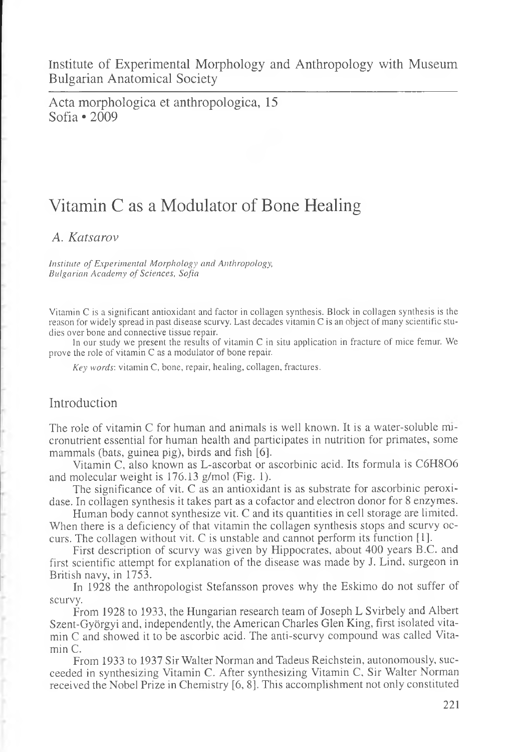Institute of Experimental Morphology and Anthropology with Museum Bulgarian Anatomical Society

Acta morphologica et anthropologica, 15
Sofia • 2009

# Vitamin C as a Modulator of Bone Healing

*A. Katsarov*

*Institute of Experimental Morphology and Anthropology, Bulgarian Academy of Sciences, Sofia*

Vitamin C is a significant antioxidant and factor in collagen synthesis. Block in collagen synthesis is the reason for widely spread in past disease scurvy. Last decades vitamin C is an object of many scientific studies over bone and connective tissue repair.

In our study we present the results of vitamin C in situ application in fracture of mice femur. We prove the role of vitamin C as a modulator of bone repair.

*Key words*: vitamin C, bone, repair, healing, collagen, fractures.

## Introduction

The role of vitamin C for human and animals is well known. It is a water-soluble micronutrient essential for human health and participates in nutrition for primates, some mammals (bats, guinea pig), birds and fish [6].

Vitamin C, also known as L-ascorbat or ascorbinic acid. Its formula is $C_6H_8O_6$ and molecular weight is 176.13 g/mol (Fig. 1).

The significance of vit. C as an antioxidant is as substrate for ascorbinic peroxidase. In collagen synthesis it takes part as a cofactor and electron donor for 8 enzymes.

Human body cannot synthesize vit. C and its quantities in cell storage are limited. When there is a deficiency of that vitamin the collagen synthesis stops and scurvy occurs. The collagen without vit. C is unstable and cannot perform its function [1].

First description of scurvy was given by Hippocrates, about 400 years B.C. and first scientific attempt for explanation of the disease was made by J. Lind, surgeon in British navy, in 1753.

In 1928 the anthropologist Stefansson proves why the Eskimo do not suffer of scurvy.

From 1928 to 1933, the Hungarian research team of Joseph L Svirbely and Albert Szent-Györgyi and, independently, the American Charles Glen King, first isolated vitamin C and showed it to be ascorbic acid. The anti-scurvy compound was called Vitamin C.

From 1933 to 1937 Sir Walter Norman and Tadeus Reichstein, autonomously, succeeded in synthesizing Vitamin C. After synthesizing Vitamin C, Sir Walter Norman received the Nobel Prize in Chemistry [6, 8]. This accomplishment not only constituted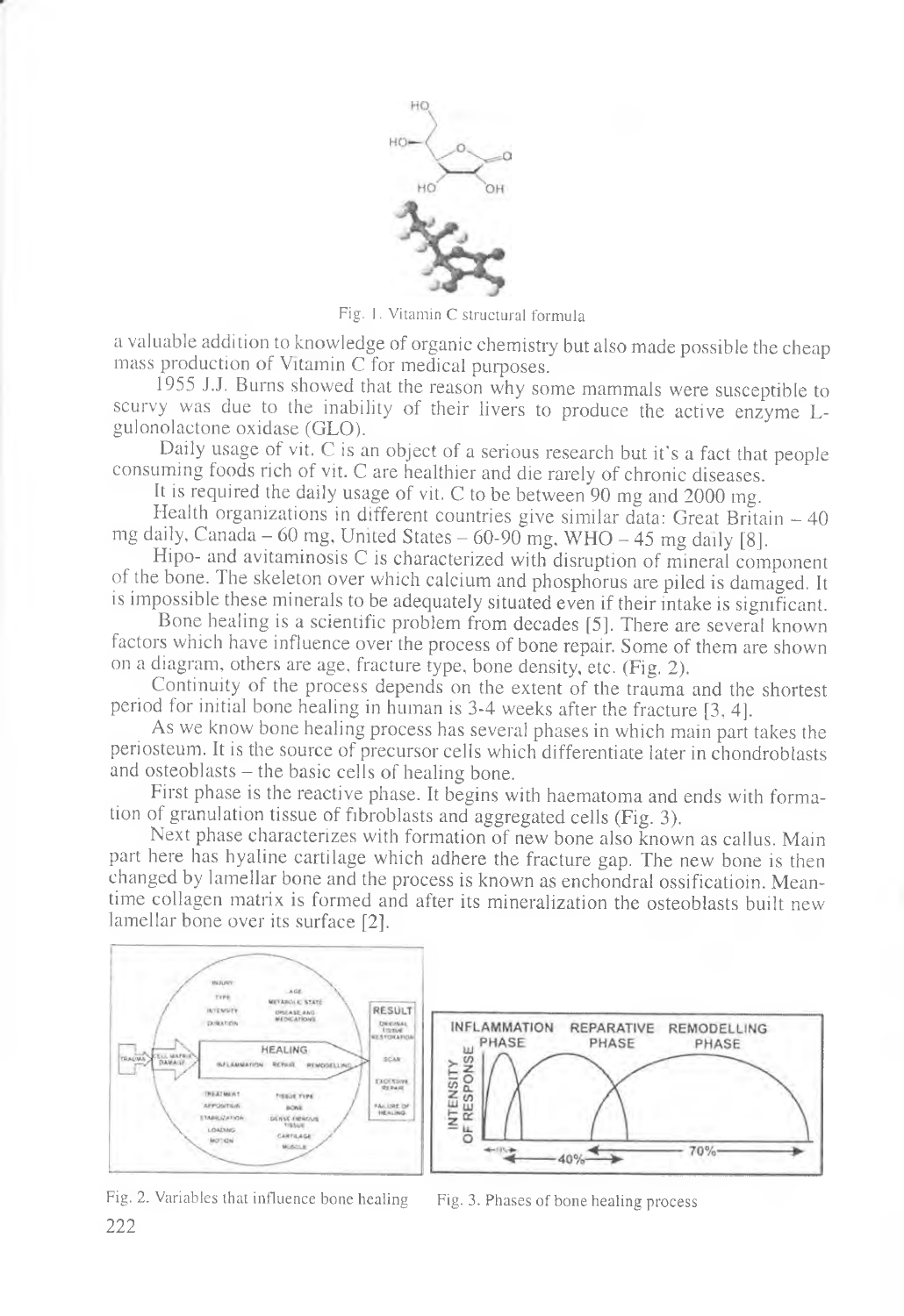Fig. 1. Vitamin C structural formula

a valuable addition to knowledge of organic chemistry but also made possible the cheap mass production of Vitamin C for medical purposes.

1955 J.J. Burns showed that the reason why some mammals were susceptible to scurvy was due to the inability of their livers to produce the active enzyme L-gulonolactone oxidase (GLO).

Daily usage of vit. C is an object of a serious research but it's a fact that people consuming foods rich of vit. C are healthier and die rarely of chronic diseases.

It is required the daily usage of vit. C to be between 90 mg and 2000 mg.

Health organizations in different countries give similar data: Great Britain – 40 mg daily, Canada – 60 mg, United States – 60-90 mg, WHO – 45 mg daily [8].

Hipo- and avitaminosis C is characterized with disruption of mineral component of the bone. The skeleton over which calcium and phosphorus are piled is damaged. It is impossible these minerals to be adequately situated even if their intake is significant.

Bone healing is a scientific problem from decades [5]. There are several known factors which have influence over the process of bone repair. Some of them are shown on a diagram, others are age, fracture type, bone density, etc. (Fig. 2).

Continuity of the process depends on the extent of the trauma and the shortest period for initial bone healing in human is 3-4 weeks after the fracture [3, 4].

As we know bone healing process has several phases in which main part takes the periosteum. It is the source of precursor cells which differentiate later in chondroblasts and osteoblasts – the basic cells of healing bone.

First phase is the reactive phase. It begins with haematoma and ends with formation of granulation tissue of fibroblasts and aggregated cells (Fig. 3).

Next phase characterizes with formation of new bone also known as callus. Main part here has hyaline cartilage which adhere the fracture gap. The new bone is then changed by lamellar bone and the process is known as enchondral ossificatioin. Meantime collagen matrix is formed and after its mineralization the osteoblasts built new lamellar bone over its surface [2].

Fig. 2. Variables that influence bone healing

Fig. 3. Phases of bone healing process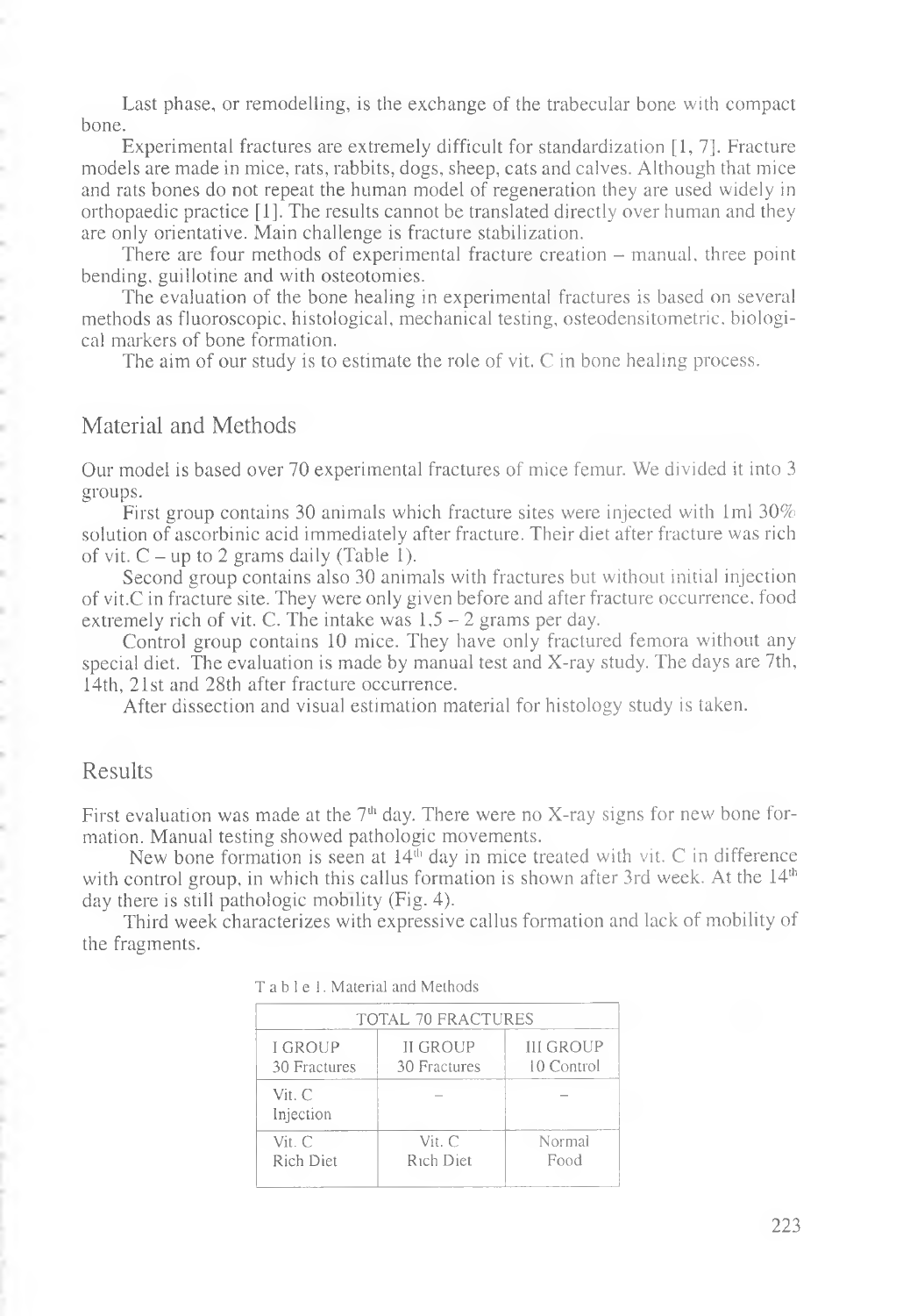Last phase, or remodelling, is the exchange of the trabecular bone with compact bone.

Experimental fractures are extremely difficult for standardization [1, 7]. Fracture models are made in mice, rats, rabbits, dogs, sheep, cats and calves. Although that mice and rats bones do not repeat the human model of regeneration they are used widely in orthopaedic practice [1]. The results cannot be translated directly over human and they are only orientative. Main challenge is fracture stabilization.

There are four methods of experimental fracture creation – manual, three point bending, guillotine and with osteotomies.

The evaluation of the bone healing in experimental fractures is based on several methods as fluoroscopic, histological, mechanical testing, osteodensitometric, biological markers of bone formation.

The aim of our study is to estimate the role of vit. C in bone healing process.

## Material and Methods

Our model is based over 70 experimental fractures of mice femur. We divided it into 3 groups.

First group contains 30 animals which fracture sites were injected with 1ml 30% solution of ascorbinic acid immediately after fracture. Their diet after fracture was rich of vit. C – up to 2 grams daily (Table 1).

Second group contains also 30 animals with fractures but without initial injection of vit.C in fracture site. They were only given before and after fracture occurrence, food extremely rich of vit. C. The intake was 1,5 – 2 grams per day.

Control group contains 10 mice. They have only fractured femora without any special diet. The evaluation is made by manual test and X-ray study. The days are 7th, 14th, 21st and 28th after fracture occurrence.

After dissection and visual estimation material for histology study is taken.

## Results

First evaluation was made at the 7th day. There were no X-ray signs for new bone formation. Manual testing showed pathologic movements.

New bone formation is seen at 14th day in mice treated with vit. C in difference with control group, in which this callus formation is shown after 3rd week. At the 14th day there is still pathologic mobility (Fig. 4).

Third week characterizes with expressive callus formation and lack of mobility of the fragments.

Table 1. Material and Methods

| TOTAL 70 FRACTURES | | |
|---|---|---|
| I GROUP 30 Fractures | II GROUP 30 Fractures | III GROUP 10 Control |
| Vit. C Injection | – | – |
| Vit. C Rich Diet | Vit. C Rich Diet | Normal Food |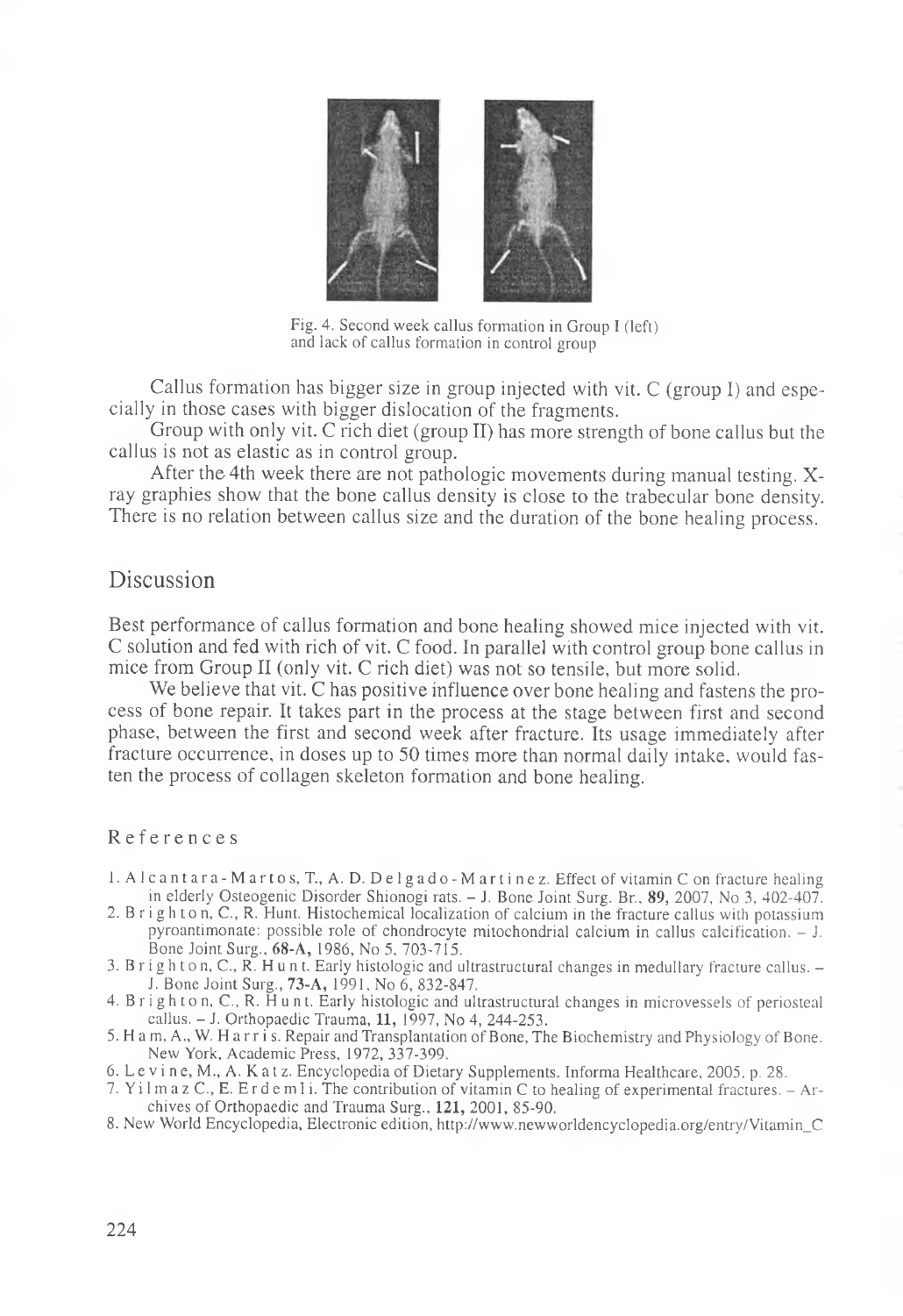Fig. 4. Second week callus formation in Group I (left) and lack of callus formation in control group

Callus formation has bigger size in group injected with vit. C (group I) and especially in those cases with bigger dislocation of the fragments.

Group with only vit. C rich diet (group II) has more strength of bone callus but the callus is not as elastic as in control group.

After the 4th week there are not pathologic movements during manual testing. X-ray graphies show that the bone callus density is close to the trabecular bone density. There is no relation between callus size and the duration of the bone healing process.

## Discussion

Best performance of callus formation and bone healing showed mice injected with vit. C solution and fed with rich of vit. C food. In parallel with control group bone callus in mice from Group II (only vit. C rich diet) was not so tensile, but more solid.

We believe that vit. C has positive influence over bone healing and fastens the process of bone repair. It takes part in the process at the stage between first and second phase, between the first and second week after fracture. Its usage immediately after fracture occurrence, in doses up to 50 times more than normal daily intake, would fasten the process of collagen skeleton formation and bone healing.

### References

1. Alcantara-Martos, T., A. D. Delgado-Martinez. Effect of vitamin C on fracture healing in elderly Osteogenic Disorder Shionogi rats. – J. Bone Joint Surg. Br., **89**, 2007, No 3, 402-407.
2. Brighton, C., R. Hunt. Histochemical localization of calcium in the fracture callus with potassium pyroantimonate: possible role of chondrocyte mitochondrial calcium in callus calcification. – J. Bone Joint Surg., **68-A**, 1986, No 5, 703-715.
3. Brighton, C., R. Hunt. Early histologic and ultrastructural changes in medullary fracture callus. – J. Bone Joint Surg., **73-A**, 1991, No 6, 832-847.
4. Brighton, C., R. Hunt. Early histologic and ultrastructural changes in microvessels of periosteal callus. – J. Orthopaedic Trauma, **11**, 1997, No 4, 244-253.
5. Ham, A., W. Harris. Repair and Transplantation of Bone, The Biochemistry and Physiology of Bone. New York, Academic Press, 1972, 337-399.
6. Levine, M., A. Katz. Encyclopedia of Dietary Supplements. Informa Healthcare, 2005, p. 28.
7. Yilmaz C., E. Erdemli. The contribution of vitamin C to healing of experimental fractures. – Archives of Orthopaedic and Trauma Surg., **121**, 2001, 85-90.
8. New World Encyclopedia, Electronic edition, http://www.newworldencyclopedia.org/entry/Vitamin_C